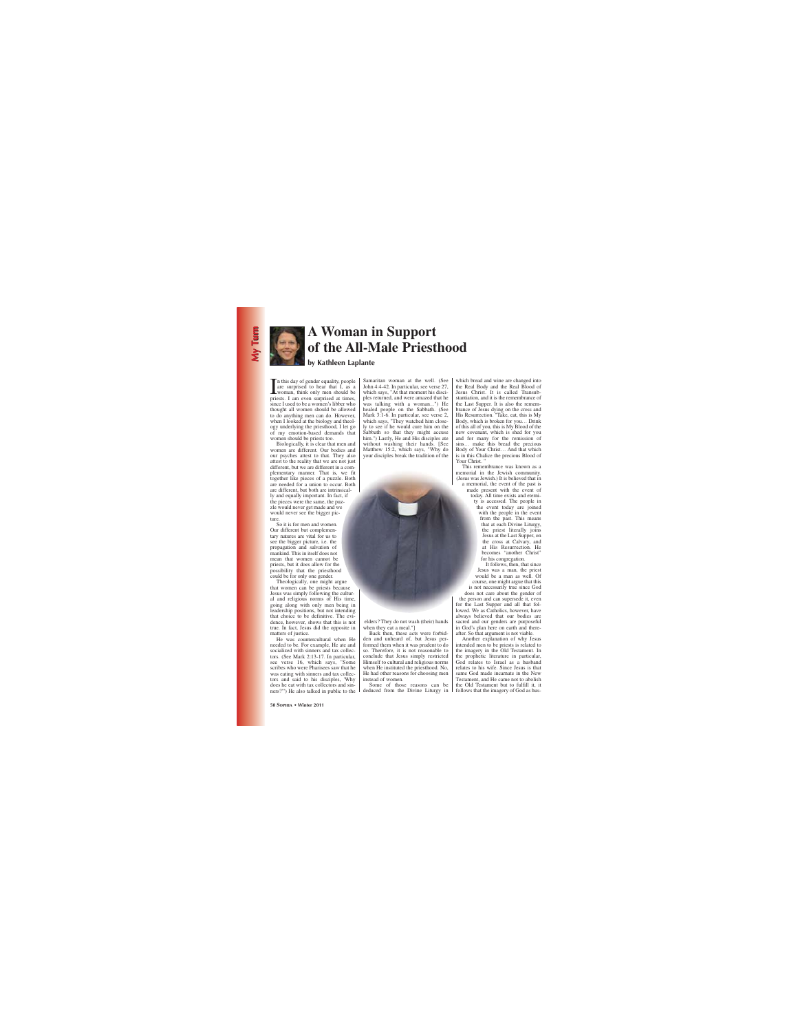# A Woman in Support of the All-Male Priesthood

**by Kathleen Laplante**

In this day of gender equality, people are surprised to hear that I, as a woman, think only men should be priests. I am even surprised at times, since I used to be a women's libber who thought all women should be allowed to do anything men can do. However, when I looked at the biology and theology underlying the priesthood, I let go of my emotion-based demands that women should be priests too.

Biologically, it is clear that men and women are different. Our bodies and our psyches attest to that. They also attest to the reality that we are not just different, but we are different in a complementary manner. That is, we fit together like pieces of a puzzle. Both are needed for a union to occur. Both are different, but both are intrinsically and equally important. In fact, if the pieces were the same, the puzzle would never get made and we would never see the bigger picture.

So it is for men and women. Our different but complementary natures are vital for us to see the bigger picture, i.e. the propagation and salvation of mankind. This in itself does not mean that women cannot be priests, but it does allow for the possibility that the priesthood could be for only one gender.

Theologically, one might argue that women can be priests because Jesus was simply following the cultural and religious norms of His time, going along with only men being in leadership positions, but not intending that choice to be definitive. The evidence, however, shows that this is not true. In fact, Jesus did the opposite in matters of justice.

He was countercultural when He needed to be. For example, He ate and socialized with sinners and tax collectors. (See Mark 2:13-17. In particular, see verse 16, which says, "Some scribes who were Pharisees saw that he was eating with sinners and tax collectors and said to his disciples, 'Why does he eat with tax collectors and sinners?'") He also talked in public to the Samaritan woman at the well. (See John 4:4-42. In particular, see verse 27, which says, "At that moment his disciples returned, and were amazed that he was talking with a woman...") He healed people on the Sabbath. (See Mark 3:1-6. In particular, see verse 2, which says, "They watched him closely to see if he would cure him on the Sabbath so that they might accuse him.") Lastly, He and His disciples ate without washing their hands. [See Matthew 15:2, which says, "Why do your disciples break the tradition of the elders? They do not wash (their) hands when they eat a meal."]

Back then, these acts were forbidden and unheard of, but Jesus performed them when it was prudent to do so. Therefore, it is not reasonable to conclude that Jesus simply restricted Himself to cultural and religious norms when He instituted the priesthood. No, He had other reasons for choosing men instead of women.

Some of those reasons can be deduced from the Divine Liturgy in which bread and wine are changed into the Real Body and the Real Blood of Jesus Christ. It is called Transubstantiation, and it is the remembrance of the Last Supper. It is also the remembrance of Jesus dying on the cross and His Resurrection. "Take, eat, this is My Body, which is broken for you… Drink of this all of you, this is My Blood of the new covenant, which is shed for you and for many for the remission of sins… make this bread the precious Body of Your Christ… And that which is in this Chalice the precious Blood of Your Christ."

This remembrance was known as a memorial in the Jewish community. (Jesus was Jewish.) It is believed that in a memorial, the event of the past is made present with the event of today. All time exists and eternity is accessed. The people in the event today are joined with the people in the event from the past. This means that at each Divine Liturgy, the priest literally joins Jesus at the Last Supper, on the cross at Calvary, and at His Resurrection. He becomes "another Christ" for his congregation.

It follows, then, that since Jesus was a man, the priest would be a man as well. Of course, one might argue that this is not necessarily true since God does not care about the gender of the person and can supersede it, even for the Last Supper and all that followed. We as Catholics, however, have always believed that our bodies are sacred and our genders are purposeful in God's plan here on earth and thereafter. So that argument is not viable.

Another explanation of why Jesus intended men to be priests is related to the imagery in the Old Testament. In the prophetic literature in particular, God relates to Israel as a husband relates to his wife. Since Jesus is that same God made incarnate in the New Testament, and He came not to abolish the Old Testament but to fulfill it, it follows that the imagery of God as hus-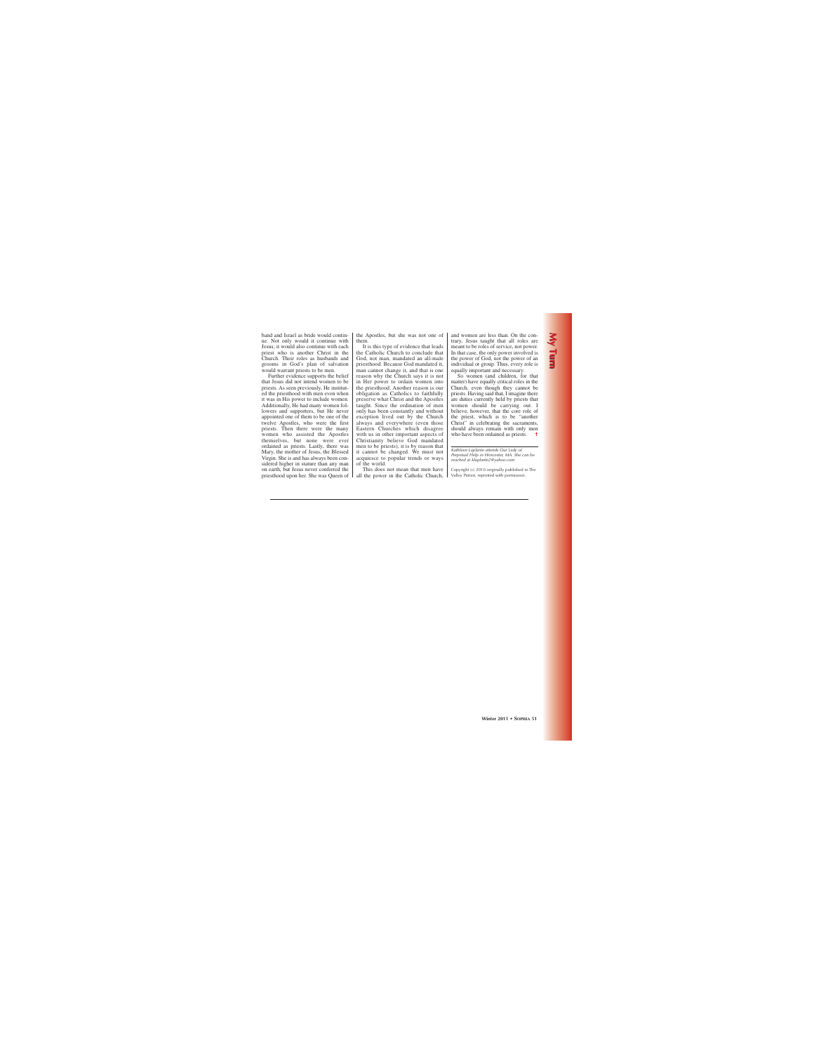band and Israel as bride would continue. Not only would it continue with Jesus; it would also continue with each priest who is another Christ in the Church. Their roles as husbands and grooms in God's plan of salvation would warrant priests to be men.

Further evidence supports the belief that Jesus did not intend women to be priests. As seen previously, He instituted the priesthood with men even when it was in His power to include women. Additionally, He had many women followers and supporters, but He never appointed one of them to be one of the twelve Apostles, who were the first priests. Then there were the many women who assisted the Apostles themselves, but none were ever ordained as priests. Lastly, there was Mary, the mother of Jesus, the Blessed Virgin. She is and has always been considered higher in stature than any man on earth, but Jesus never conferred the priesthood upon her. She was Queen of the Apostles, but she was not one of them.

It is this type of evidence that leads the Catholic Church to conclude that God, not man, mandated an all-male priesthood. Because God mandated it, man cannot change it, and that is one reason why the Church says it is not in Her power to ordain women into the priesthood. Another reason is our obligation as Catholics to faithfully preserve what Christ and the Apostles taught. Since the ordination of men only has been constantly and without exception lived out by the Church always and everywhere (even those Eastern Churches which disagree with us in other important aspects of Christianity believe God mandated men to be priests), it is by reason that it cannot be changed. We must not acquiesce to popular trends or ways of the world.

This does not mean that men have all the power in the Catholic Church, and women are less than. On the contrary, Jesus taught that all roles are meant to be roles of service, not power. In that case, the only power involved is the power of God, not the power of an individual or group. Thus, every role is equally important and necessary.

So women (and children, for that matter) have equally critical roles in the Church, even though they cannot be priests. Having said that, I imagine there are duties currently held by priests that women should be carrying out. I believe, however, that the core role of the priest, which is to be "another Christ" in celebrating the sacraments, should always remain with only men who have been ordained as priests. †

---

*Kathleen Laplante attends Our Lady of Perpetual Help in Worcester, MA. She can be reached at klaplante2@yahoo.com*

Copyright (c) 2010 originally published in The Valley Patriot, reprinted with permission.